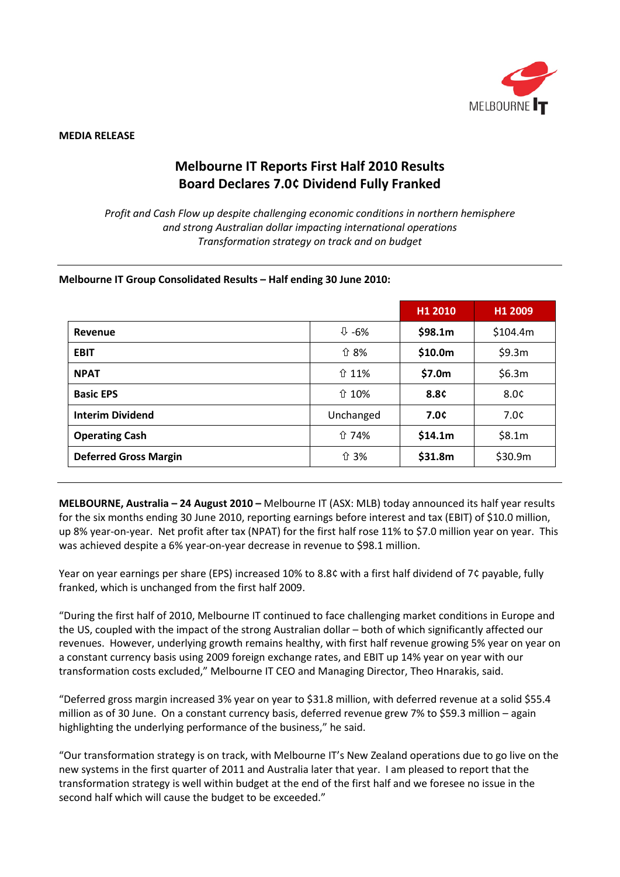**MEDIA RELEASE**

# Melbourne IT Reports First Half 2010 Results
# Board Declares 7.0¢ Dividend Fully Franked

*Profit and Cash Flow up despite challenging economic conditions in northern hemisphere and strong Australian dollar impacting international operations*
*Transformation strategy on track and on budget*

---

**Melbourne IT Group Consolidated Results – Half ending 30 June 2010:**

| | | H1 2010 | H1 2009 |
|---|---|---|---|
| **Revenue** | ⇩ -6% | **$98.1m** | $104.4m |
| **EBIT** | ⇧ 8% | **$10.0m** | $9.3m |
| **NPAT** | ⇧ 11% | **$7.0m** | $6.3m |
| **Basic EPS** | ⇧ 10% | **8.8¢** | 8.0¢ |
| **Interim Dividend** | Unchanged | **7.0¢** | 7.0¢ |
| **Operating Cash** | ⇧ 74% | **$14.1m** | $8.1m |
| **Deferred Gross Margin** | ⇧ 3% | **$31.8m** | $30.9m |

---

**MELBOURNE, Australia – 24 August 2010 –** Melbourne IT (ASX: MLB) today announced its half year results for the six months ending 30 June 2010, reporting earnings before interest and tax (EBIT) of $10.0 million, up 8% year-on-year. Net profit after tax (NPAT) for the first half rose 11% to $7.0 million year on year. This was achieved despite a 6% year-on-year decrease in revenue to $98.1 million.

Year on year earnings per share (EPS) increased 10% to 8.8¢ with a first half dividend of 7¢ payable, fully franked, which is unchanged from the first half 2009.

"During the first half of 2010, Melbourne IT continued to face challenging market conditions in Europe and the US, coupled with the impact of the strong Australian dollar – both of which significantly affected our revenues. However, underlying growth remains healthy, with first half revenue growing 5% year on year on a constant currency basis using 2009 foreign exchange rates, and EBIT up 14% year on year with our transformation costs excluded," Melbourne IT CEO and Managing Director, Theo Hnarakis, said.

"Deferred gross margin increased 3% year on year to $31.8 million, with deferred revenue at a solid $55.4 million as of 30 June. On a constant currency basis, deferred revenue grew 7% to $59.3 million – again highlighting the underlying performance of the business," he said.

"Our transformation strategy is on track, with Melbourne IT's New Zealand operations due to go live on the new systems in the first quarter of 2011 and Australia later that year. I am pleased to report that the transformation strategy is well within budget at the end of the first half and we foresee no issue in the second half which will cause the budget to be exceeded."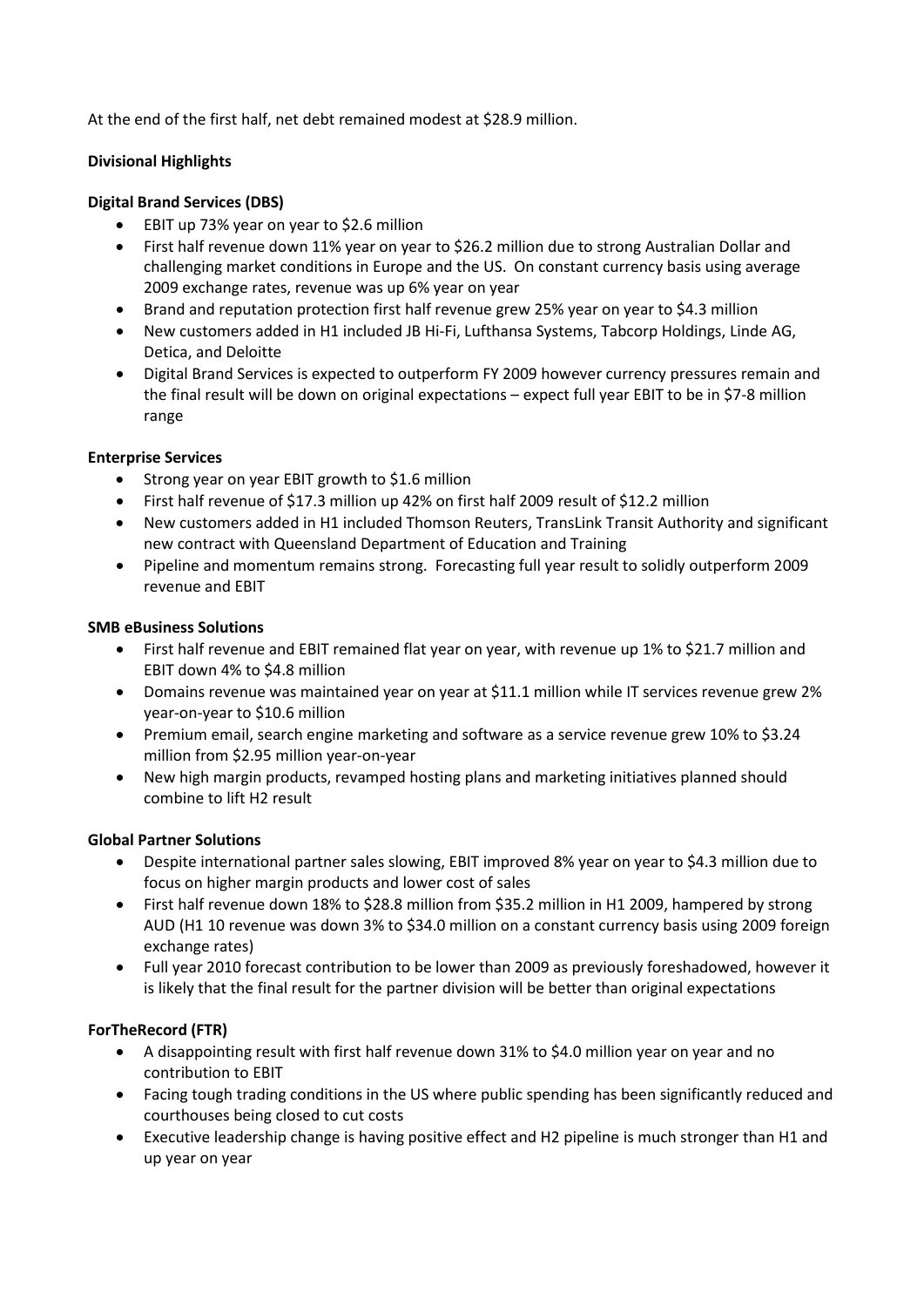At the end of the first half, net debt remained modest at $28.9 million.

**Divisional Highlights**

**Digital Brand Services (DBS)**

- EBIT up 73% year on year to $2.6 million
- First half revenue down 11% year on year to $26.2 million due to strong Australian Dollar and challenging market conditions in Europe and the US. On constant currency basis using average 2009 exchange rates, revenue was up 6% year on year
- Brand and reputation protection first half revenue grew 25% year on year to $4.3 million
- New customers added in H1 included JB Hi-Fi, Lufthansa Systems, Tabcorp Holdings, Linde AG, Detica, and Deloitte
- Digital Brand Services is expected to outperform FY 2009 however currency pressures remain and the final result will be down on original expectations – expect full year EBIT to be in $7-8 million range

**Enterprise Services**

- Strong year on year EBIT growth to $1.6 million
- First half revenue of $17.3 million up 42% on first half 2009 result of $12.2 million
- New customers added in H1 included Thomson Reuters, TransLink Transit Authority and significant new contract with Queensland Department of Education and Training
- Pipeline and momentum remains strong. Forecasting full year result to solidly outperform 2009 revenue and EBIT

**SMB eBusiness Solutions**

- First half revenue and EBIT remained flat year on year, with revenue up 1% to $21.7 million and EBIT down 4% to $4.8 million
- Domains revenue was maintained year on year at $11.1 million while IT services revenue grew 2% year-on-year to $10.6 million
- Premium email, search engine marketing and software as a service revenue grew 10% to $3.24 million from $2.95 million year-on-year
- New high margin products, revamped hosting plans and marketing initiatives planned should combine to lift H2 result

**Global Partner Solutions**

- Despite international partner sales slowing, EBIT improved 8% year on year to $4.3 million due to focus on higher margin products and lower cost of sales
- First half revenue down 18% to $28.8 million from $35.2 million in H1 2009, hampered by strong AUD (H1 10 revenue was down 3% to $34.0 million on a constant currency basis using 2009 foreign exchange rates)
- Full year 2010 forecast contribution to be lower than 2009 as previously foreshadowed, however it is likely that the final result for the partner division will be better than original expectations

**ForTheRecord (FTR)**

- A disappointing result with first half revenue down 31% to $4.0 million year on year and no contribution to EBIT
- Facing tough trading conditions in the US where public spending has been significantly reduced and courthouses being closed to cut costs
- Executive leadership change is having positive effect and H2 pipeline is much stronger than H1 and up year on year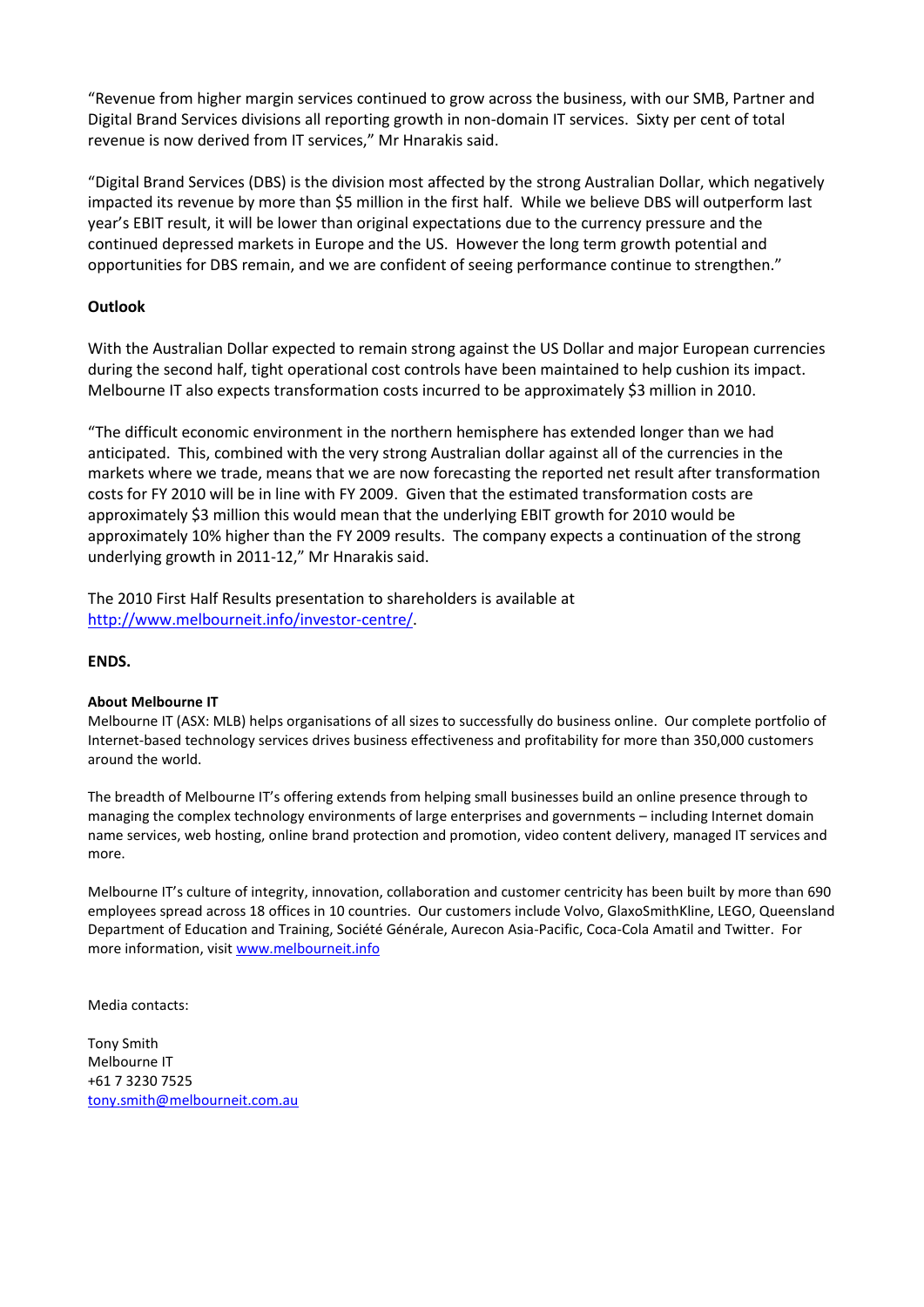"Revenue from higher margin services continued to grow across the business, with our SMB, Partner and Digital Brand Services divisions all reporting growth in non-domain IT services. Sixty per cent of total revenue is now derived from IT services," Mr Hnarakis said.

"Digital Brand Services (DBS) is the division most affected by the strong Australian Dollar, which negatively impacted its revenue by more than $5 million in the first half. While we believe DBS will outperform last year's EBIT result, it will be lower than original expectations due to the currency pressure and the continued depressed markets in Europe and the US. However the long term growth potential and opportunities for DBS remain, and we are confident of seeing performance continue to strengthen."

**Outlook**

With the Australian Dollar expected to remain strong against the US Dollar and major European currencies during the second half, tight operational cost controls have been maintained to help cushion its impact. Melbourne IT also expects transformation costs incurred to be approximately $3 million in 2010.

"The difficult economic environment in the northern hemisphere has extended longer than we had anticipated. This, combined with the very strong Australian dollar against all of the currencies in the markets where we trade, means that we are now forecasting the reported net result after transformation costs for FY 2010 will be in line with FY 2009. Given that the estimated transformation costs are approximately $3 million this would mean that the underlying EBIT growth for 2010 would be approximately 10% higher than the FY 2009 results. The company expects a continuation of the strong underlying growth in 2011-12," Mr Hnarakis said.

The 2010 First Half Results presentation to shareholders is available at http://www.melbourneit.info/investor-centre/.

**ENDS.**

**About Melbourne IT**

Melbourne IT (ASX: MLB) helps organisations of all sizes to successfully do business online. Our complete portfolio of Internet-based technology services drives business effectiveness and profitability for more than 350,000 customers around the world.

The breadth of Melbourne IT's offering extends from helping small businesses build an online presence through to managing the complex technology environments of large enterprises and governments – including Internet domain name services, web hosting, online brand protection and promotion, video content delivery, managed IT services and more.

Melbourne IT's culture of integrity, innovation, collaboration and customer centricity has been built by more than 690 employees spread across 18 offices in 10 countries. Our customers include Volvo, GlaxoSmithKline, LEGO, Queensland Department of Education and Training, Société Générale, Aurecon Asia-Pacific, Coca-Cola Amatil and Twitter. For more information, visit www.melbourneit.info

Media contacts:

Tony Smith
Melbourne IT
+61 7 3230 7525
tony.smith@melbourneit.com.au